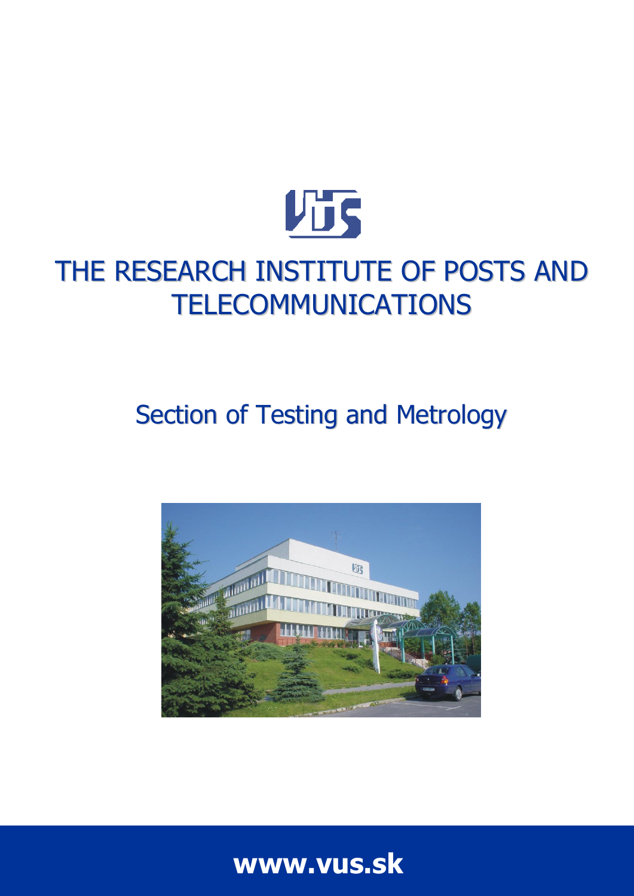# THE RESEARCH INSTITUTE OF POSTS AND TELECOMMUNICATIONS

## Section of Testing and Metrology

**www.vus.sk**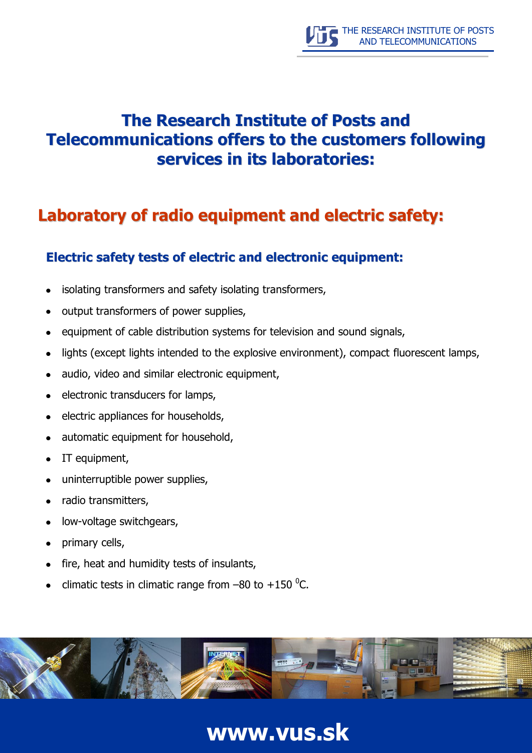# The Research Institute of Posts and Telecommunications offers to the customers following services in its laboratories:

## Laboratory of radio equipment and electric safety:

### Electric safety tests of electric and electronic equipment:

- isolating transformers and safety isolating transformers,
- output transformers of power supplies,
- equipment of cable distribution systems for television and sound signals,
- lights (except lights intended to the explosive environment), compact fluorescent lamps,
- audio, video and similar electronic equipment,
- electronic transducers for lamps,
- electric appliances for households,
- automatic equipment for household,
- IT equipment,
- uninterruptible power supplies,
- radio transmitters,
- low-voltage switchgears,
- primary cells,
- fire, heat and humidity tests of insulants,
- climatic tests in climatic range from –80 to +150 $^{0}$C.

**www.vus.sk**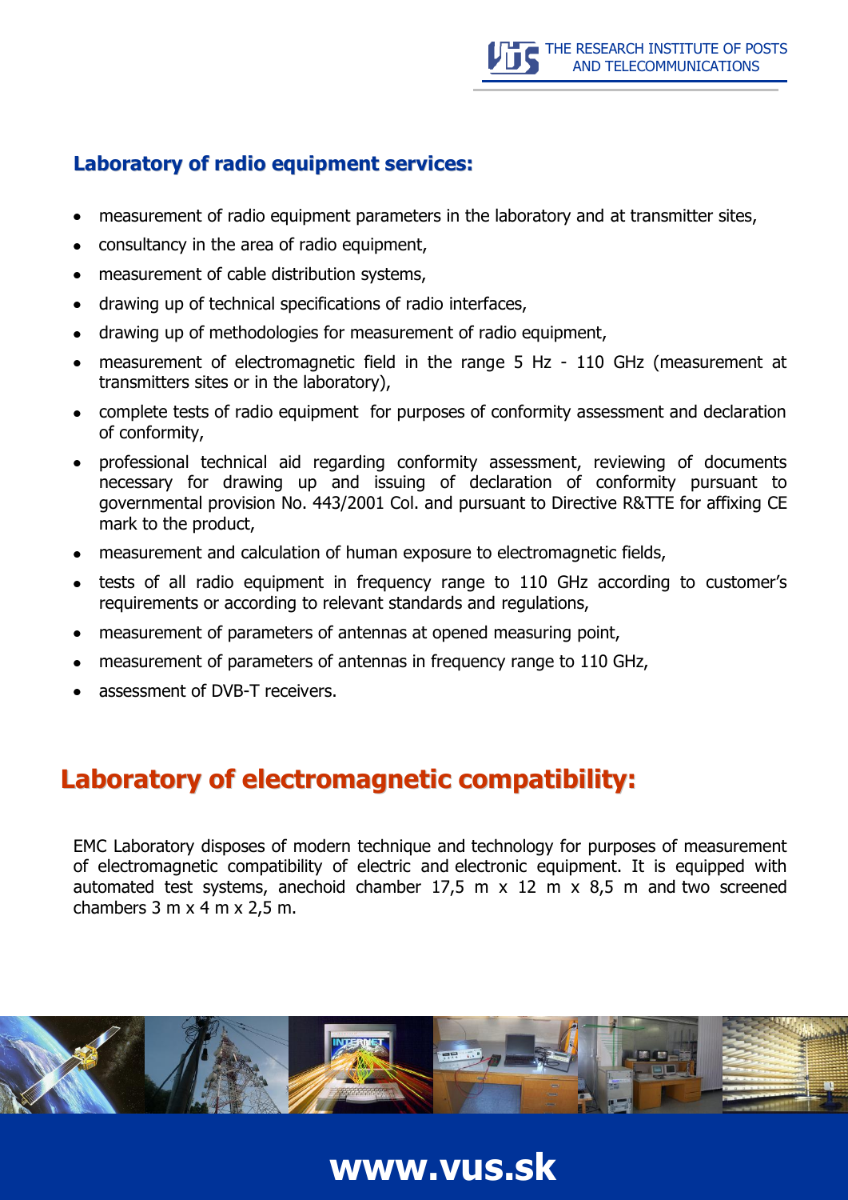## Laboratory of radio equipment services:

- measurement of radio equipment parameters in the laboratory and at transmitter sites,
- consultancy in the area of radio equipment,
- measurement of cable distribution systems,
- drawing up of technical specifications of radio interfaces,
- drawing up of methodologies for measurement of radio equipment,
- measurement of electromagnetic field in the range 5 Hz - 110 GHz (measurement at transmitters sites or in the laboratory),
- complete tests of radio equipment for purposes of conformity assessment and declaration of conformity,
- professional technical aid regarding conformity assessment, reviewing of documents necessary for drawing up and issuing of declaration of conformity pursuant to governmental provision No. 443/2001 Col. and pursuant to Directive R&TTE for affixing CE mark to the product,
- measurement and calculation of human exposure to electromagnetic fields,
- tests of all radio equipment in frequency range to 110 GHz according to customer's requirements or according to relevant standards and regulations,
- measurement of parameters of antennas at opened measuring point,
- measurement of parameters of antennas in frequency range to 110 GHz,
- assessment of DVB-T receivers.

# Laboratory of electromagnetic compatibility:

EMC Laboratory disposes of modern technique and technology for purposes of measurement of electromagnetic compatibility of electric and electronic equipment. It is equipped with automated test systems, anechoid chamber 17,5 m x 12 m x 8,5 m and two screened chambers 3 m x 4 m x 2,5 m.

**www.vus.sk**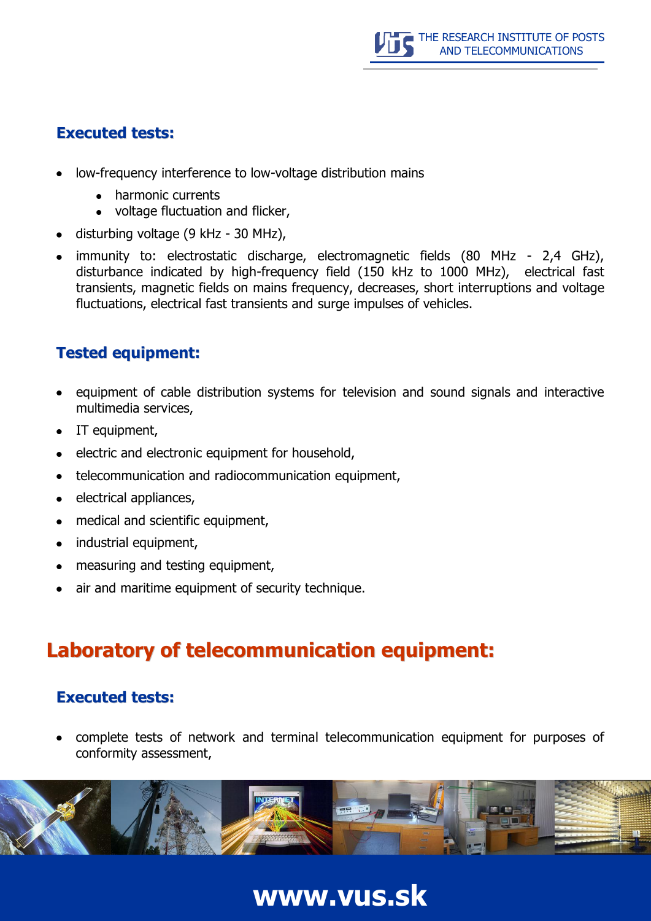### Executed tests:

- low-frequency interference to low-voltage distribution mains
  - harmonic currents
  - voltage fluctuation and flicker,
- disturbing voltage (9 kHz - 30 MHz),
- immunity to: electrostatic discharge, electromagnetic fields (80 MHz - 2,4 GHz), disturbance indicated by high-frequency field (150 kHz to 1000 MHz), electrical fast transients, magnetic fields on mains frequency, decreases, short interruptions and voltage fluctuations, electrical fast transients and surge impulses of vehicles.

### Tested equipment:

- equipment of cable distribution systems for television and sound signals and interactive multimedia services,
- IT equipment,
- electric and electronic equipment for household,
- telecommunication and radiocommunication equipment,
- electrical appliances,
- medical and scientific equipment,
- industrial equipment,
- measuring and testing equipment,
- air and maritime equipment of security technique.

## Laboratory of telecommunication equipment:

### Executed tests:

- complete tests of network and terminal telecommunication equipment for purposes of conformity assessment,

**www.vus.sk**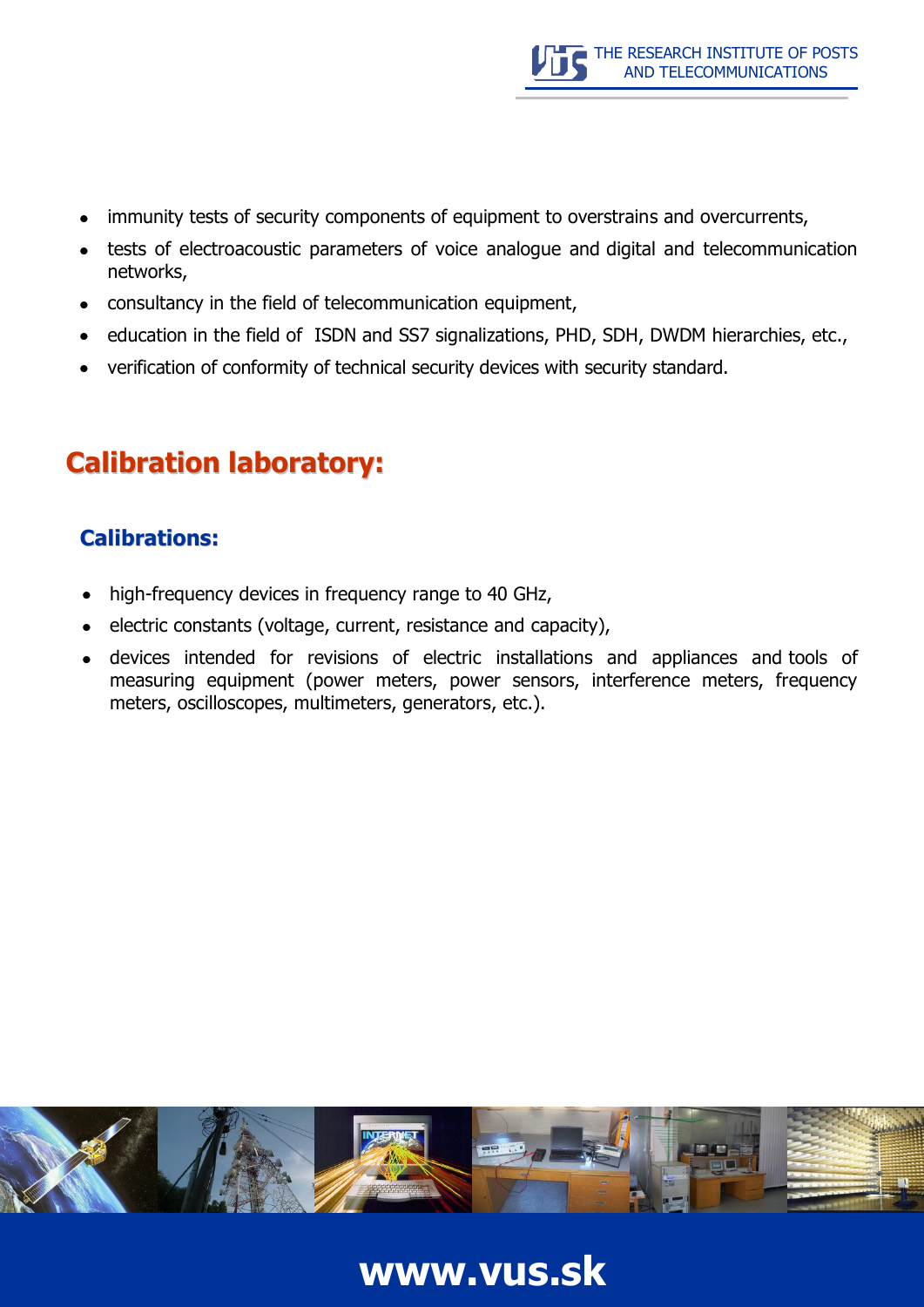- immunity tests of security components of equipment to overstrains and overcurrents,
- tests of electroacoustic parameters of voice analogue and digital and telecommunication networks,
- consultancy in the field of telecommunication equipment,
- education in the field of ISDN and SS7 signalizations, PHD, SDH, DWDM hierarchies, etc.,
- verification of conformity of technical security devices with security standard.

# Calibration laboratory:

## Calibrations:

- high-frequency devices in frequency range to 40 GHz,
- electric constants (voltage, current, resistance and capacity),
- devices intended for revisions of electric installations and appliances and tools of measuring equipment (power meters, power sensors, interference meters, frequency meters, oscilloscopes, multimeters, generators, etc.).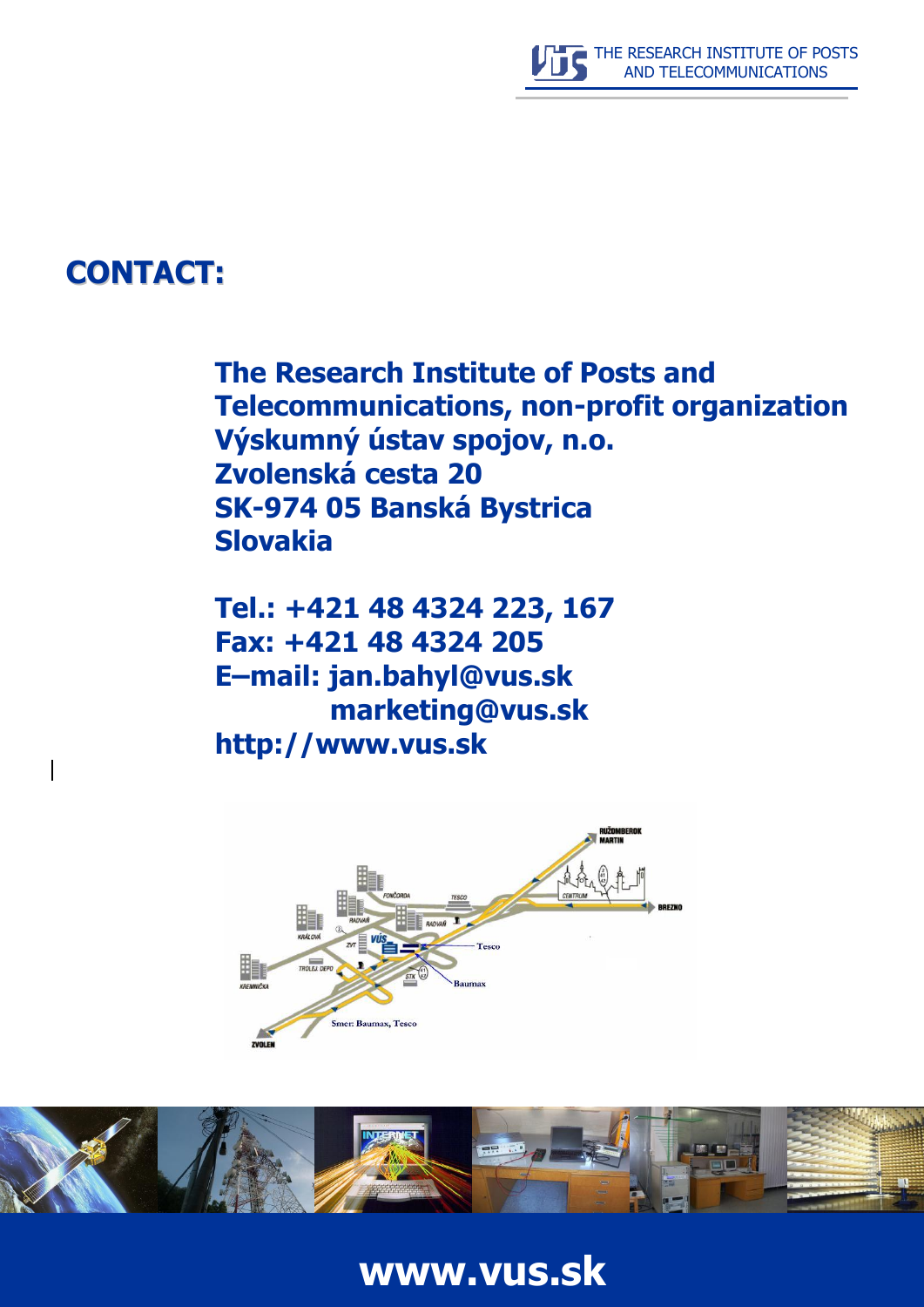# CONTACT:

**The Research Institute of Posts and Telecommunications, non-profit organization**
**Výskumný ústav spojov, n.o.**
**Zvolenská cesta 20**
**SK-974 05 Banská Bystrica**
**Slovakia**

**Tel.: +421 48 4324 223, 167**
**Fax: +421 48 4324 205**
**E–mail: jan.bahyl@vus.sk**
**marketing@vus.sk**
**http://www.vus.sk**

RUŽOMBEROK
MARTIN
BREZNO
CENTRUM
FONČORDA
TESCO
RADVAŇ
KRÁĽOVÁ
ZVT
VÚS
Tesco
TROLEJ. DEPO
STK
Baumax
KREMNIČKA
Smer: Baumax, Tesco
ZVOLEN

**www.vus.sk**